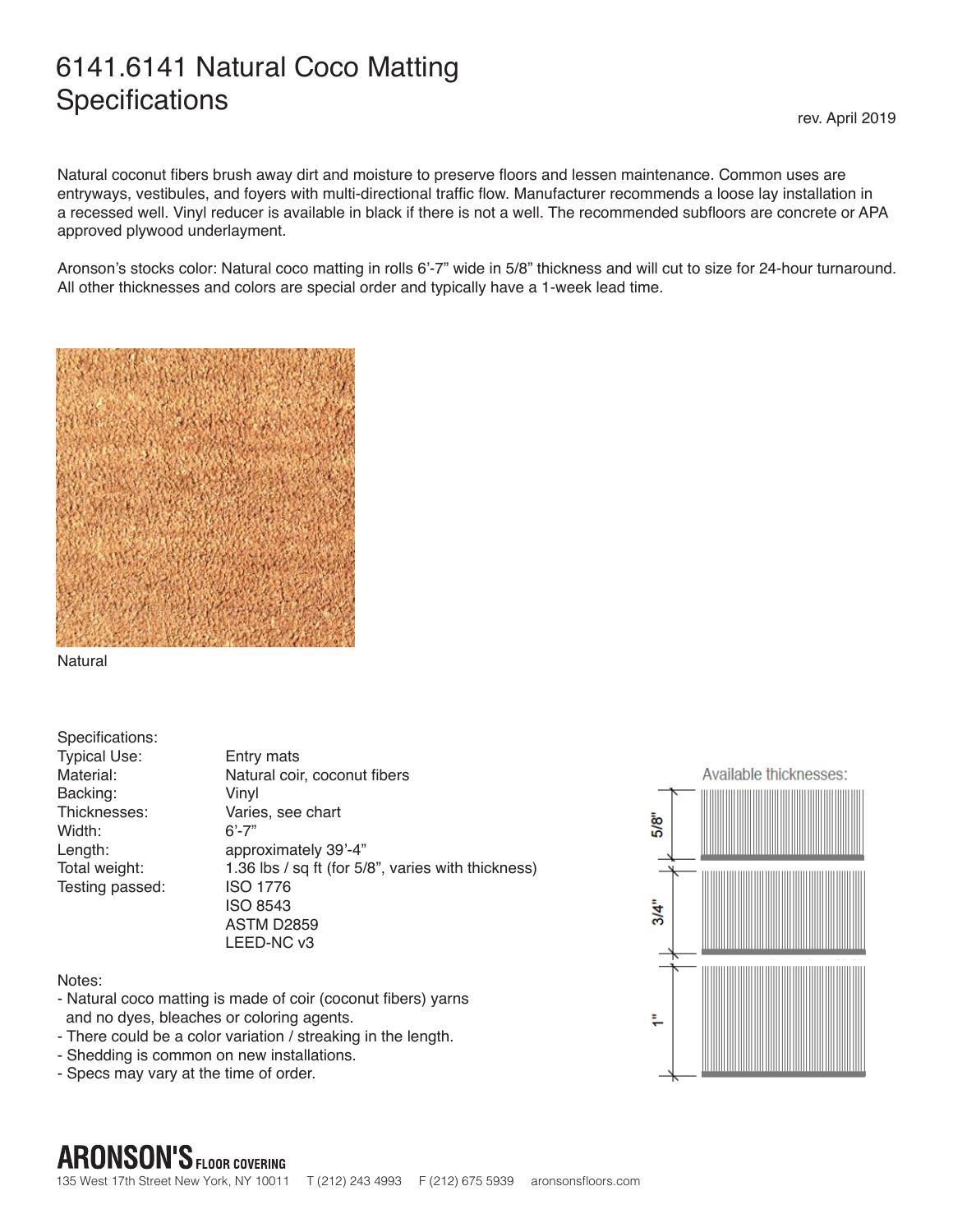# 6141.6141 Natural Coco Matting Specifications

rev. April 2019

Natural coconut fibers brush away dirt and moisture to preserve floors and lessen maintenance. Common uses are entryways, vestibules, and foyers with multi-directional traffic flow. Manufacturer recommends a loose lay installation in a recessed well. Vinyl reducer is available in black if there is not a well. The recommended subfloors are concrete or APA approved plywood underlayment.

Aronson's stocks color: Natural coco matting in rolls 6'-7" wide in 5/8" thickness and will cut to size for 24-hour turnaround. All other thicknesses and colors are special order and typically have a 1-week lead time.

Natural

Specifications:

| | |
|---|---|
| Typical Use: | Entry mats |
| Material: | Natural coir, coconut fibers |
| Backing: | Vinyl |
| Thicknesses: | Varies, see chart |
| Width: | 6'-7" |
| Length: | approximately 39'-4" |
| Total weight: | 1.36 lbs / sq ft (for 5/8", varies with thickness) |
| Testing passed: | ISO 1776<br>ISO 8543<br>ASTM D2859<br>LEED-NC v3 |

Available thicknesses:

5/8"

3/4"

1"

Notes:

- Natural coco matting is made of coir (coconut fibers) yarns and no dyes, bleaches or coloring agents.
- There could be a color variation / streaking in the length.
- Shedding is common on new installations.
- Specs may vary at the time of order.

**ARONSON'S FLOOR COVERING**

135 West 17th Street New York, NY 10011 T (212) 243 4993 F (212) 675 5939 aronsonsfloors.com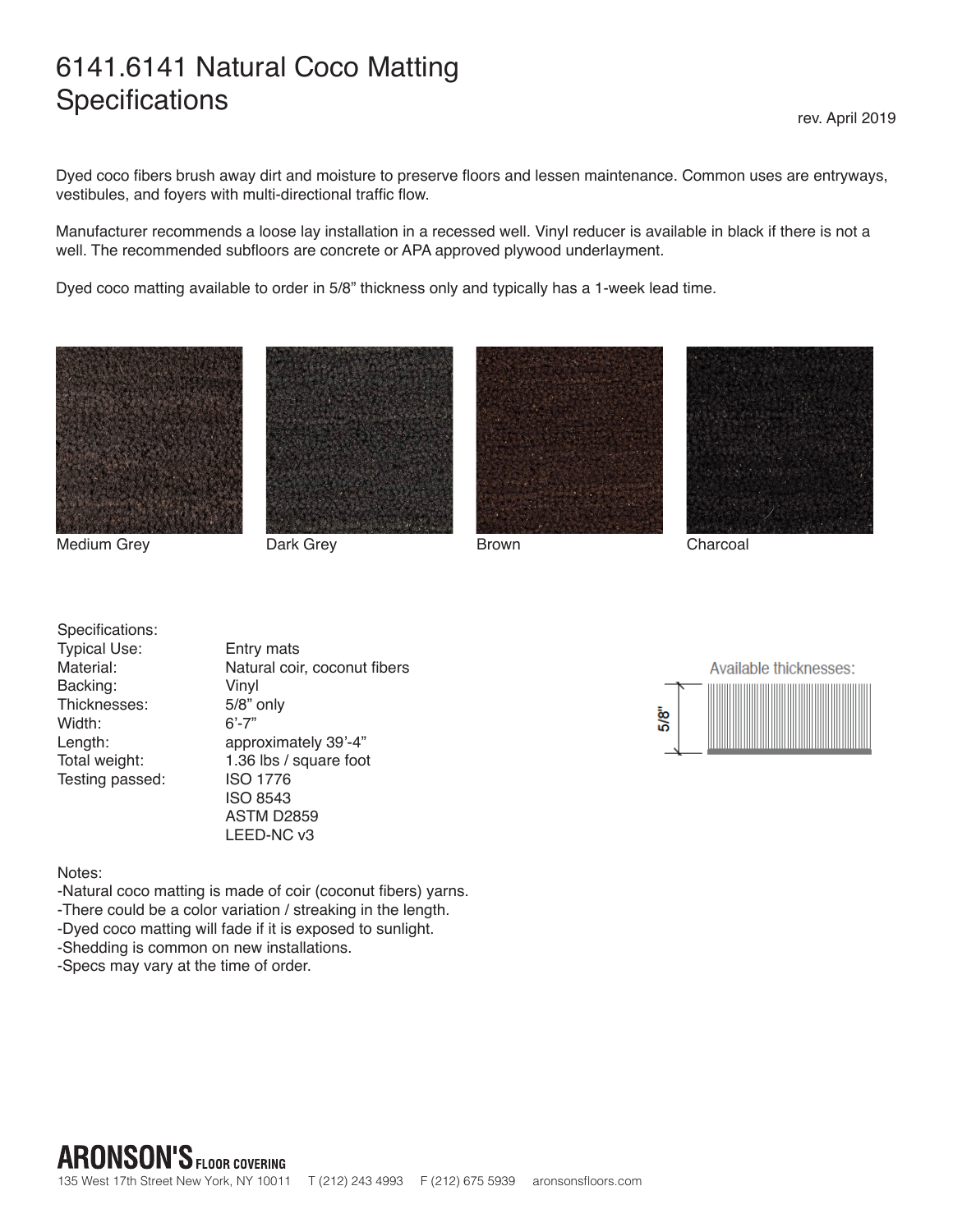# 6141.6141 Natural Coco Matting Specifications

rev. April 2019

Dyed coco fibers brush away dirt and moisture to preserve floors and lessen maintenance. Common uses are entryways, vestibules, and foyers with multi-directional traffic flow.

Manufacturer recommends a loose lay installation in a recessed well. Vinyl reducer is available in black if there is not a well. The recommended subfloors are concrete or APA approved plywood underlayment.

Dyed coco matting available to order in 5/8" thickness only and typically has a 1-week lead time.

Medium Grey

Dark Grey

Brown

Charcoal

Specifications:

| | |
|---|---|
| Typical Use: | Entry mats |
| Material: | Natural coir, coconut fibers |
| Backing: | Vinyl |
| Thicknesses: | 5/8" only |
| Width: | 6'-7" |
| Length: | approximately 39'-4" |
| Total weight: | 1.36 lbs / square foot |
| Testing passed: | ISO 1776<br>ISO 8543<br>ASTM D2859<br>LEED-NC v3 |

Available thicknesses:

5/8"

Notes:

- Natural coco matting is made of coir (coconut fibers) yarns.
- There could be a color variation / streaking in the length.
- Dyed coco matting will fade if it is exposed to sunlight.
- Shedding is common on new installations.
- Specs may vary at the time of order.

**ARONSON'S FLOOR COVERING**
135 West 17th Street New York, NY 10011 T (212) 243 4993 F (212) 675 5939 aronsonsfloors.com